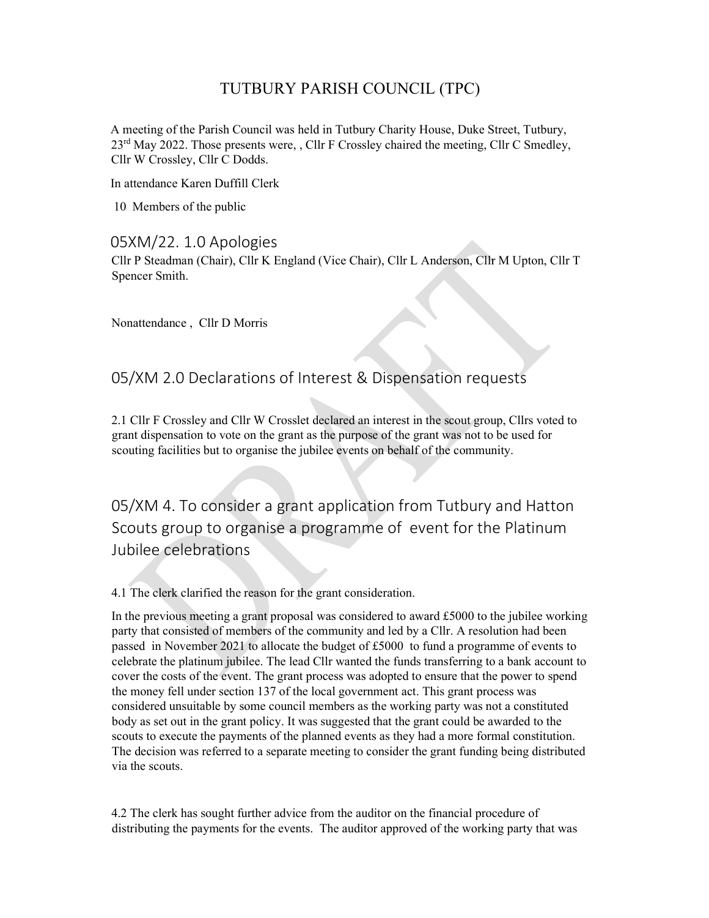#  TUTBURY PARISH COUNCIL (TPC)

A meeting of the Parish Council was held in Tutbury Charity House, Duke Street, Tutbury, 23rd May 2022. Those presents were, , Cllr F Crossley chaired the meeting, Cllr C Smedley, Cllr W Crossley, Cllr C Dodds.

In attendance Karen Duffill Clerk

10 Members of the public

## 05XM/22. 1.0 Apologies

Cllr P Steadman (Chair), Cllr K England (Vice Chair), Cllr L Anderson, Cllr M Upton, Cllr T Spencer Smith.

Nonattendance , Cllr D Morris

## 05/XM 2.0 Declarations of Interest & Dispensation requests

2.1 Cllr F Crossley and Cllr W Crosslet declared an interest in the scout group, Cllrs voted to grant dispensation to vote on the grant as the purpose of the grant was not to be used for scouting facilities but to organise the jubilee events on behalf of the community.

## 05/XM 4. To consider a grant application from Tutbury and Hatton Scouts group to organise a programme of event for the Platinum Jubilee celebrations

4.1 The clerk clarified the reason for the grant consideration.

In the previous meeting a grant proposal was considered to award £5000 to the jubilee working party that consisted of members of the community and led by a Cllr. A resolution had been passed in November 2021 to allocate the budget of £5000 to fund a programme of events to celebrate the platinum jubilee. The lead Cllr wanted the funds transferring to a bank account to cover the costs of the event. The grant process was adopted to ensure that the power to spend the money fell under section 137 of the local government act. This grant process was considered unsuitable by some council members as the working party was not a constituted body as set out in the grant policy. It was suggested that the grant could be awarded to the scouts to execute the payments of the planned events as they had a more formal constitution. The decision was referred to a separate meeting to consider the grant funding being distributed via the scouts.

4.2 The clerk has sought further advice from the auditor on the financial procedure of distributing the payments for the events. The auditor approved of the working party that was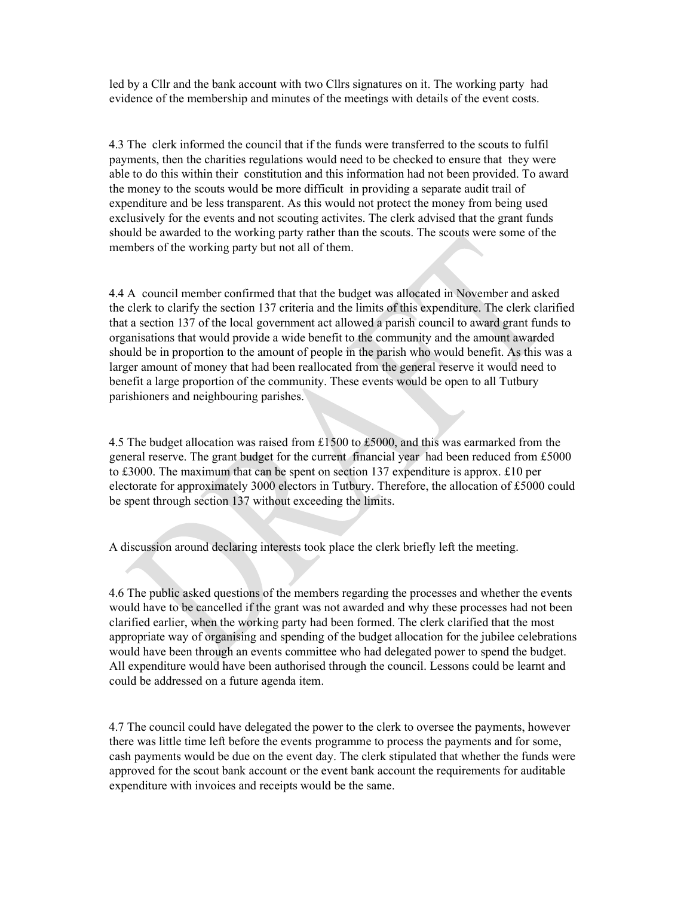led by a Cllr and the bank account with two Cllrs signatures on it. The working party had evidence of the membership and minutes of the meetings with details of the event costs.

4.3 The clerk informed the council that if the funds were transferred to the scouts to fulfil payments, then the charities regulations would need to be checked to ensure that they were able to do this within their constitution and this information had not been provided. To award the money to the scouts would be more difficult in providing a separate audit trail of expenditure and be less transparent. As this would not protect the money from being used exclusively for the events and not scouting activites. The clerk advised that the grant funds should be awarded to the working party rather than the scouts. The scouts were some of the members of the working party but not all of them.

4.4 A council member confirmed that that the budget was allocated in November and asked the clerk to clarify the section 137 criteria and the limits of this expenditure. The clerk clarified that a section 137 of the local government act allowed a parish council to award grant funds to organisations that would provide a wide benefit to the community and the amount awarded should be in proportion to the amount of people in the parish who would benefit. As this was a larger amount of money that had been reallocated from the general reserve it would need to benefit a large proportion of the community. These events would be open to all Tutbury parishioners and neighbouring parishes.

4.5 The budget allocation was raised from £1500 to £5000, and this was earmarked from the general reserve. The grant budget for the current financial year had been reduced from £5000 to £3000. The maximum that can be spent on section 137 expenditure is approx. £10 per electorate for approximately 3000 electors in Tutbury. Therefore, the allocation of £5000 could be spent through section 137 without exceeding the limits.

A discussion around declaring interests took place the clerk briefly left the meeting.

4.6 The public asked questions of the members regarding the processes and whether the events would have to be cancelled if the grant was not awarded and why these processes had not been clarified earlier, when the working party had been formed. The clerk clarified that the most appropriate way of organising and spending of the budget allocation for the jubilee celebrations would have been through an events committee who had delegated power to spend the budget. All expenditure would have been authorised through the council. Lessons could be learnt and could be addressed on a future agenda item.

4.7 The council could have delegated the power to the clerk to oversee the payments, however there was little time left before the events programme to process the payments and for some, cash payments would be due on the event day. The clerk stipulated that whether the funds were approved for the scout bank account or the event bank account the requirements for auditable expenditure with invoices and receipts would be the same.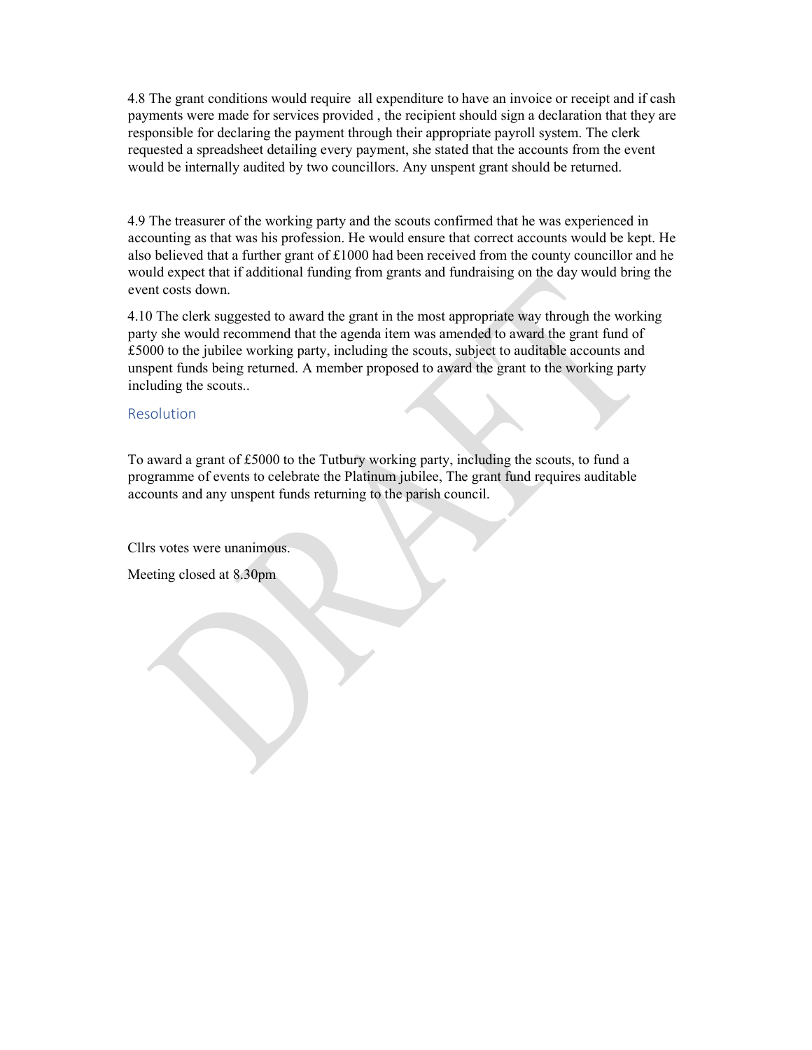4.8 The grant conditions would require all expenditure to have an invoice or receipt and if cash payments were made for services provided , the recipient should sign a declaration that they are responsible for declaring the payment through their appropriate payroll system. The clerk requested a spreadsheet detailing every payment, she stated that the accounts from the event would be internally audited by two councillors. Any unspent grant should be returned.

4.9 The treasurer of the working party and the scouts confirmed that he was experienced in accounting as that was his profession. He would ensure that correct accounts would be kept. He also believed that a further grant of £1000 had been received from the county councillor and he would expect that if additional funding from grants and fundraising on the day would bring the event costs down.

4.10 The clerk suggested to award the grant in the most appropriate way through the working party she would recommend that the agenda item was amended to award the grant fund of £5000 to the jubilee working party, including the scouts, subject to auditable accounts and unspent funds being returned. A member proposed to award the grant to the working party including the scouts..

### Resolution

To award a grant of £5000 to the Tutbury working party, including the scouts, to fund a programme of events to celebrate the Platinum jubilee, The grant fund requires auditable accounts and any unspent funds returning to the parish council.

Cllrs votes were unanimous.

Meeting closed at 8.30pm